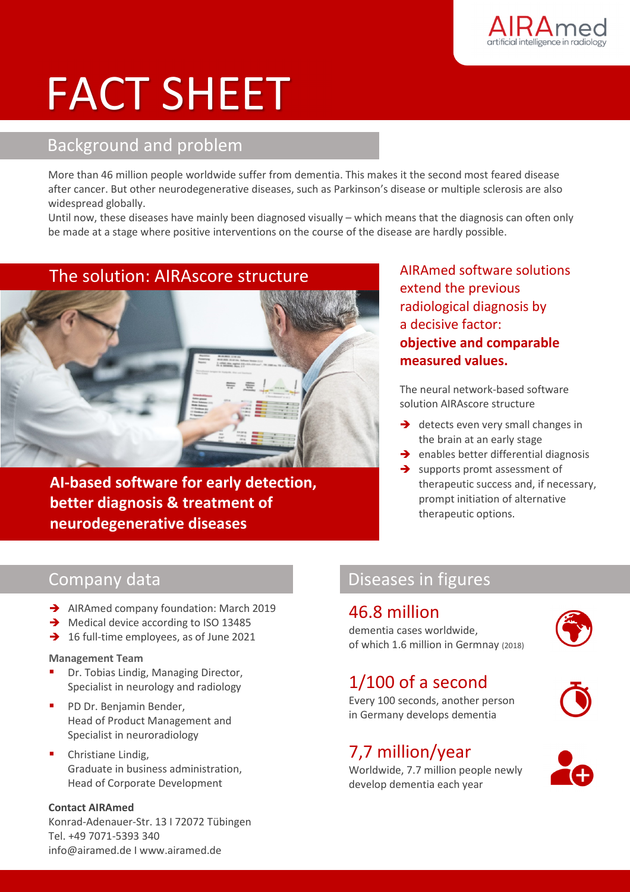AIRAmed
artificial intelligence in radiology

# FACT SHEET

## Background and problem

More than 46 million people worldwide suffer from dementia. This makes it the second most feared disease after cancer. But other neurodegenerative diseases, such as Parkinson's disease or multiple sclerosis are also widespread globally.
Until now, these diseases have mainly been diagnosed visually – which means that the diagnosis can often only be made at a stage where positive interventions on the course of the disease are hardly possible.

## The solution: AIRAscore structure

**AI-based software for early detection, better diagnosis & treatment of neurodegenerative diseases**

AIRAmed software solutions extend the previous radiological diagnosis by a decisive factor: **objective and comparable measured values.**

The neural network-based software solution AIRAscore structure

- detects even very small changes in the brain at an early stage
- enables better differential diagnosis
- supports promt assessment of therapeutic success and, if necessary, prompt initiation of alternative therapeutic options.

## Company data

- AIRAmed company foundation: March 2019
- Medical device according to ISO 13485
- 16 full-time employees, as of June 2021

**Management Team**

- Dr. Tobias Lindig, Managing Director, Specialist in neurology and radiology
- PD Dr. Benjamin Bender, Head of Product Management and Specialist in neuroradiology
- Christiane Lindig, Graduate in business administration, Head of Corporate Development

**Contact AIRAmed**
Konrad-Adenauer-Str. 13 I 72072 Tübingen
Tel. +49 7071-5393 340
info@airamed.de I www.airamed.de

## Diseases in figures

### 46.8 million
dementia cases worldwide,
of which 1.6 million in Germnay (2018)

### 1/100 of a second
Every 100 seconds, another person in Germany develops dementia

### 7,7 million/year
Worldwide, 7.7 million people newly develop dementia each year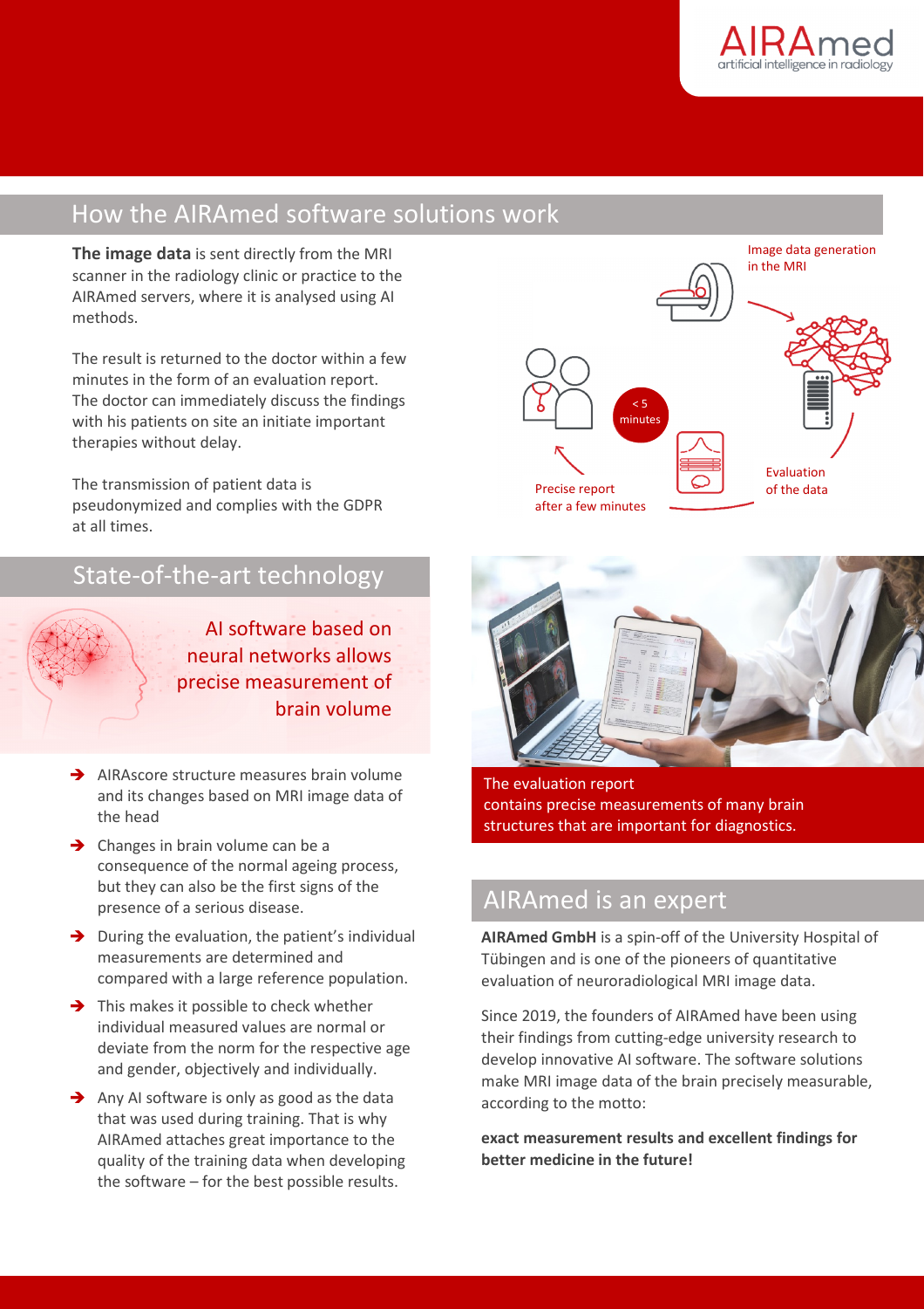## How the AIRAmed software solutions work

**The image data** is sent directly from the MRI scanner in the radiology clinic or practice to the AIRAmed servers, where it is analysed using AI methods.

The result is returned to the doctor within a few minutes in the form of an evaluation report. The doctor can immediately discuss the findings with his patients on site an initiate important therapies without delay.

The transmission of patient data is pseudonymized and complies with the GDPR at all times.

Image data generation in the MRI

Evaluation of the data

< 5 minutes

Precise report after a few minutes

## State-of-the-art technology

AI software based on neural networks allows precise measurement of brain volume

- AIRAscore structure measures brain volume and its changes based on MRI image data of the head
- Changes in brain volume can be a consequence of the normal ageing process, but they can also be the first signs of the presence of a serious disease.
- During the evaluation, the patient's individual measurements are determined and compared with a large reference population.
- This makes it possible to check whether individual measured values are normal or deviate from the norm for the respective age and gender, objectively and individually.
- Any AI software is only as good as the data that was used during training. That is why AIRAmed attaches great importance to the quality of the training data when developing the software – for the best possible results.

The evaluation report contains precise measurements of many brain structures that are important for diagnostics.

## AIRAmed is an expert

**AIRAmed GmbH** is a spin-off of the University Hospital of Tübingen and is one of the pioneers of quantitative evaluation of neuroradiological MRI image data.

Since 2019, the founders of AIRAmed have been using their findings from cutting-edge university research to develop innovative AI software. The software solutions make MRI image data of the brain precisely measurable, according to the motto:

**exact measurement results and excellent findings for better medicine in the future!**